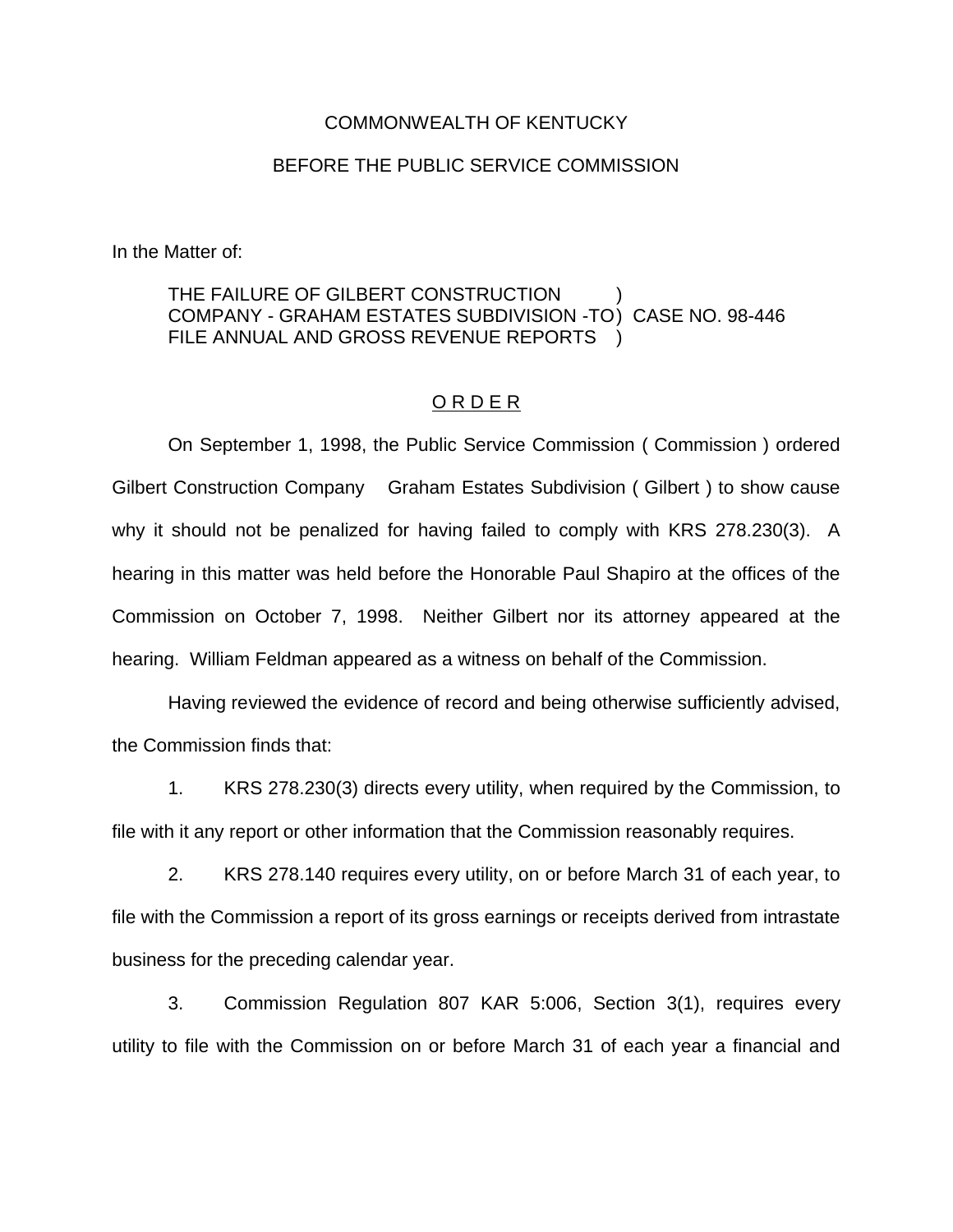COMMONWEALTH OF KENTUCKY

BEFORE THE PUBLIC SERVICE COMMISSION

In the Matter of:

THE FAILURE OF GILBERT CONSTRUCTION )
COMPANY - GRAHAM ESTATES SUBDIVISION -TO) CASE NO. 98-446
FILE ANNUAL AND GROSS REVENUE REPORTS )

## O R D E R

On September 1, 1998, the Public Service Commission ( Commission ) ordered Gilbert Construction Company Graham Estates Subdivision ( Gilbert ) to show cause why it should not be penalized for having failed to comply with KRS 278.230(3). A hearing in this matter was held before the Honorable Paul Shapiro at the offices of the Commission on October 7, 1998. Neither Gilbert nor its attorney appeared at the hearing. William Feldman appeared as a witness on behalf of the Commission.

Having reviewed the evidence of record and being otherwise sufficiently advised, the Commission finds that:

1. KRS 278.230(3) directs every utility, when required by the Commission, to file with it any report or other information that the Commission reasonably requires.

2. KRS 278.140 requires every utility, on or before March 31 of each year, to file with the Commission a report of its gross earnings or receipts derived from intrastate business for the preceding calendar year.

3. Commission Regulation 807 KAR 5:006, Section 3(1), requires every utility to file with the Commission on or before March 31 of each year a financial and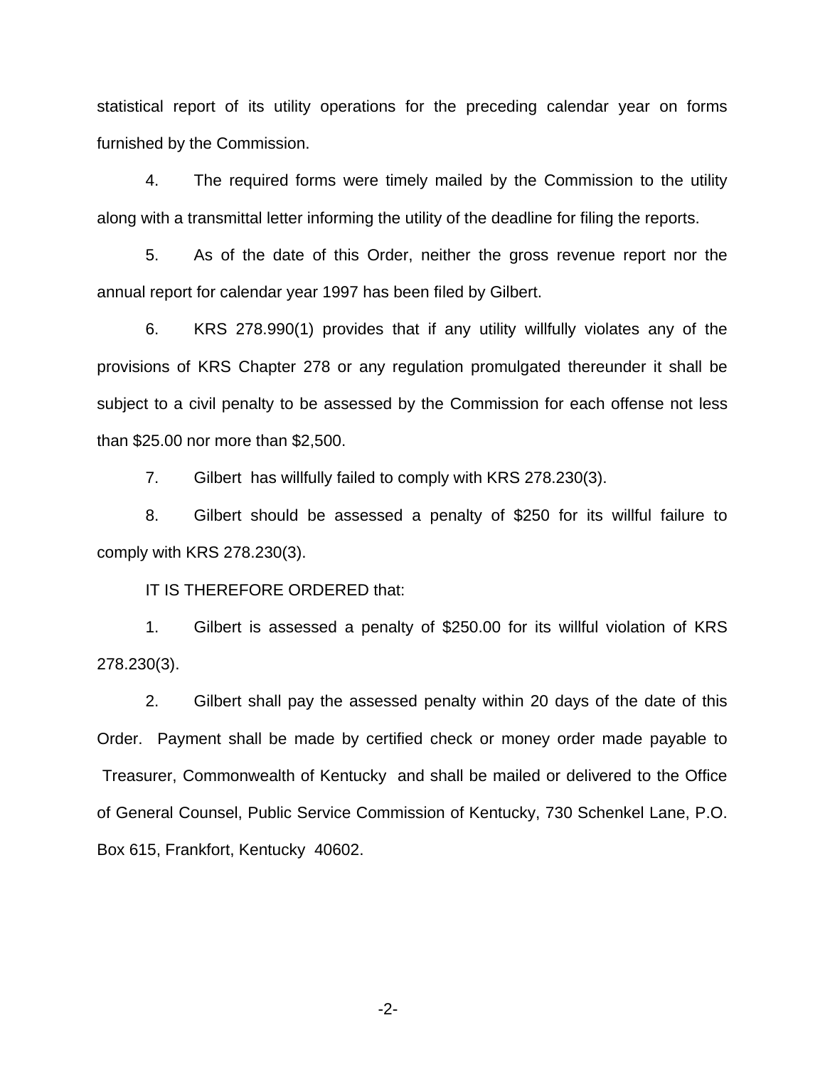statistical report of its utility operations for the preceding calendar year on forms furnished by the Commission.

4. The required forms were timely mailed by the Commission to the utility along with a transmittal letter informing the utility of the deadline for filing the reports.

5. As of the date of this Order, neither the gross revenue report nor the annual report for calendar year 1997 has been filed by Gilbert.

6. KRS 278.990(1) provides that if any utility willfully violates any of the provisions of KRS Chapter 278 or any regulation promulgated thereunder it shall be subject to a civil penalty to be assessed by the Commission for each offense not less than $25.00 nor more than $2,500.

7. Gilbert has willfully failed to comply with KRS 278.230(3).

8. Gilbert should be assessed a penalty of $250 for its willful failure to comply with KRS 278.230(3).

IT IS THEREFORE ORDERED that:

1. Gilbert is assessed a penalty of $250.00 for its willful violation of KRS 278.230(3).

2. Gilbert shall pay the assessed penalty within 20 days of the date of this Order. Payment shall be made by certified check or money order made payable to Treasurer, Commonwealth of Kentucky and shall be mailed or delivered to the Office of General Counsel, Public Service Commission of Kentucky, 730 Schenkel Lane, P.O. Box 615, Frankfort, Kentucky 40602.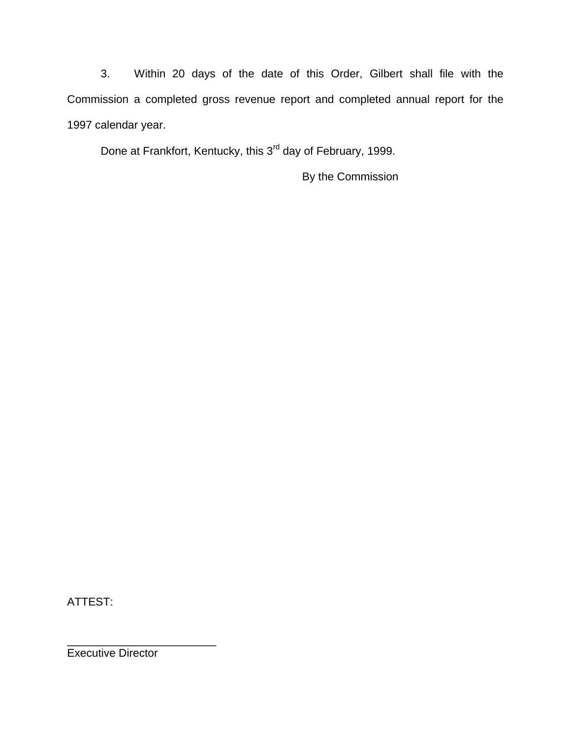3. Within 20 days of the date of this Order, Gilbert shall file with the Commission a completed gross revenue report and completed annual report for the 1997 calendar year.

Done at Frankfort, Kentucky, this 3rd day of February, 1999.

By the Commission

ATTEST:

________________________
Executive Director